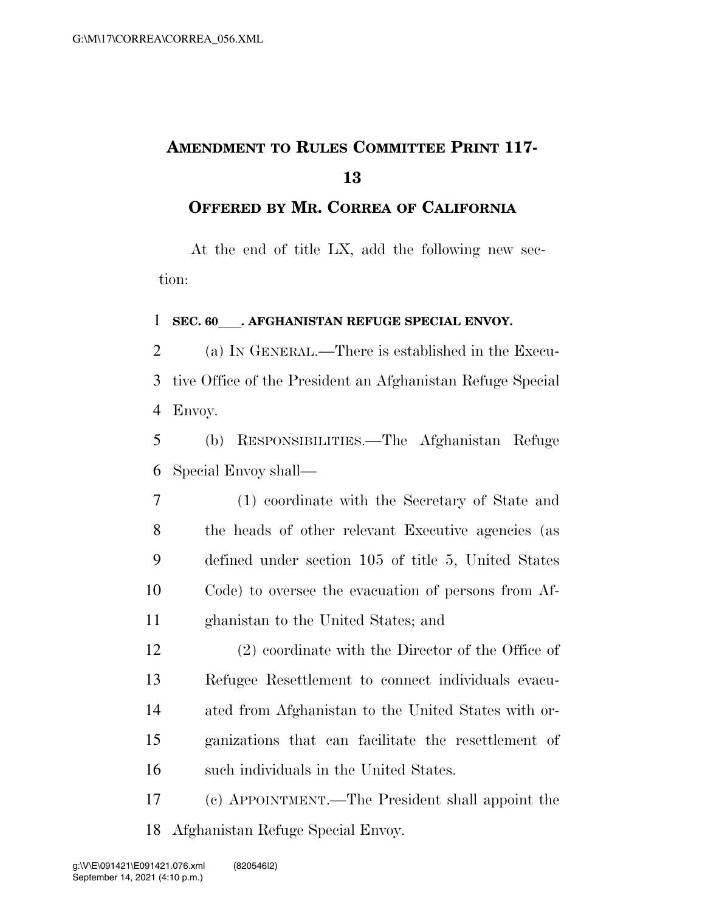# AMENDMENT TO RULES COMMITTEE PRINT 117-13

## OFFERED BY MR. CORREA OF CALIFORNIA

At the end of title LX, add the following new section:

**SEC. 60___. AFGHANISTAN REFUGE SPECIAL ENVOY.**

(a) IN GENERAL.—There is established in the Executive Office of the President an Afghanistan Refuge Special Envoy.

(b) RESPONSIBILITIES.—The Afghanistan Refuge Special Envoy shall—

(1) coordinate with the Secretary of State and the heads of other relevant Executive agencies (as defined under section 105 of title 5, United States Code) to oversee the evacuation of persons from Afghanistan to the United States; and

(2) coordinate with the Director of the Office of Refugee Resettlement to connect individuals evacuated from Afghanistan to the United States with organizations that can facilitate the resettlement of such individuals in the United States.

(c) APPOINTMENT.—The President shall appoint the Afghanistan Refuge Special Envoy.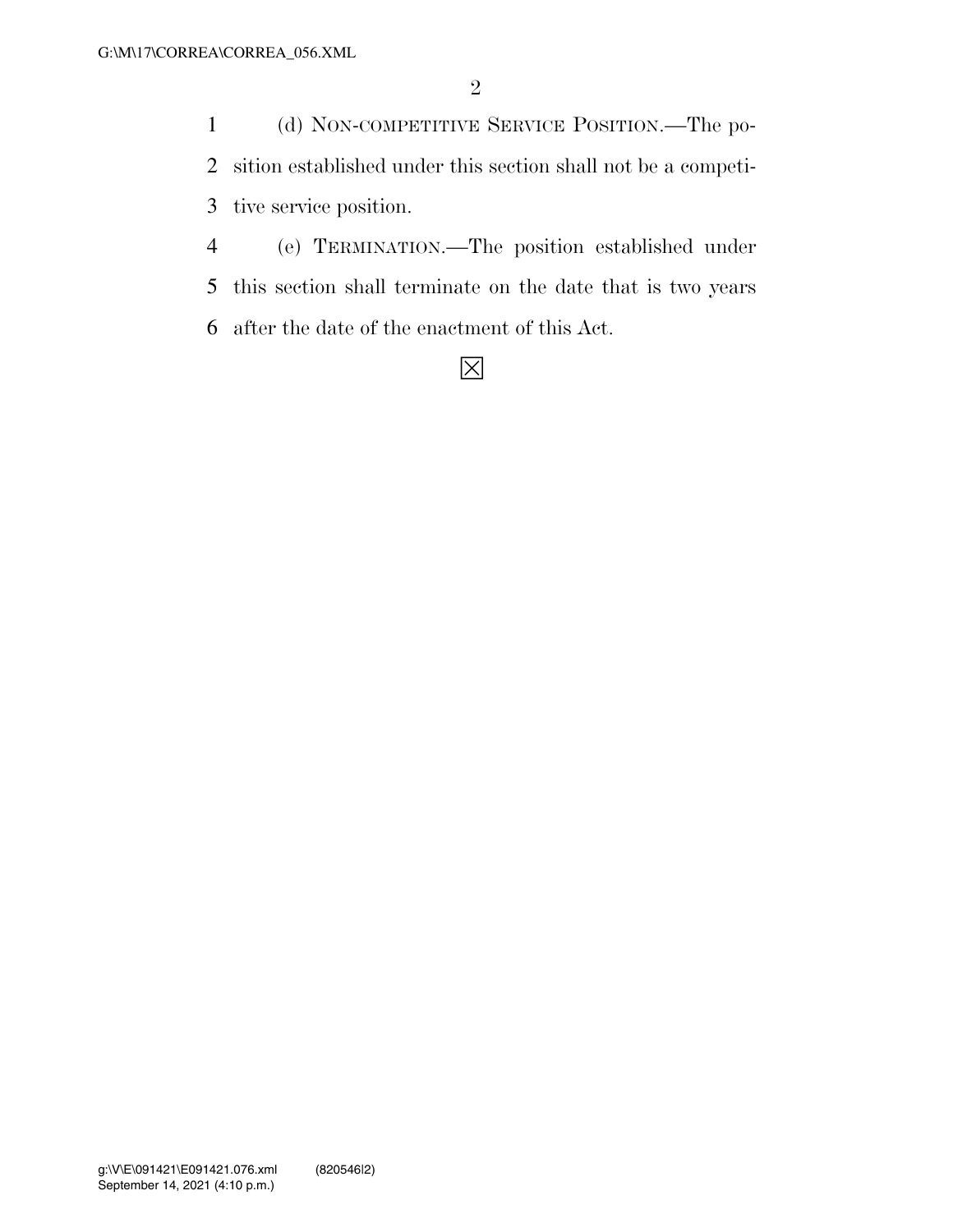(d) NON-COMPETITIVE SERVICE POSITION.—The position established under this section shall not be a competitive service position.

(e) TERMINATION.—The position established under this section shall terminate on the date that is two years after the date of the enactment of this Act.